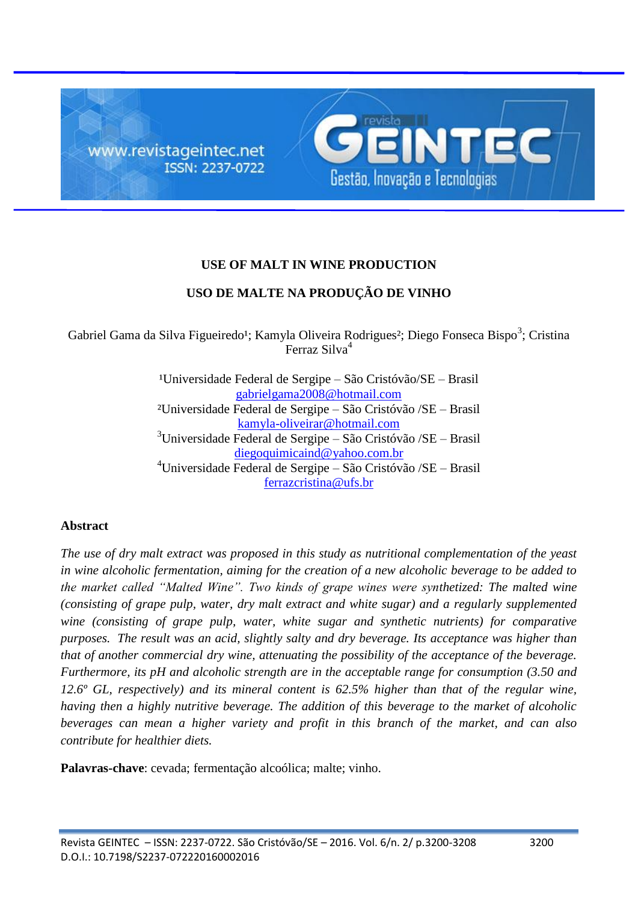# USE OF MALT IN WINE PRODUCTION

# USO DE MALTE NA PRODUÇÃO DE VINHO

Gabriel Gama da Silva Figueiredo[1]; Kamyla Oliveira Rodrigues[2]; Diego Fonseca Bispo[3]; Cristina Ferraz Silva[4]

[1]Universidade Federal de Sergipe – São Cristóvão/SE – Brasil
gabrielgama2008@hotmail.com
[2]Universidade Federal de Sergipe – São Cristóvão /SE – Brasil
kamyla-oliveirar@hotmail.com
[3]Universidade Federal de Sergipe – São Cristóvão /SE – Brasil
diegoquimicaind@yahoo.com.br
[4]Universidade Federal de Sergipe – São Cristóvão /SE – Brasil
ferrazcristina@ufs.br

**Abstract**

*The use of dry malt extract was proposed in this study as nutritional complementation of the yeast in wine alcoholic fermentation, aiming for the creation of a new alcoholic beverage to be added to the market called "Malted Wine". Two kinds of grape wines were synthetized: The malted wine (consisting of grape pulp, water, dry malt extract and white sugar) and a regularly supplemented wine (consisting of grape pulp, water, white sugar and synthetic nutrients) for comparative purposes. The result was an acid, slightly salty and dry beverage. Its acceptance was higher than that of another commercial dry wine, attenuating the possibility of the acceptance of the beverage. Furthermore, its pH and alcoholic strength are in the acceptable range for consumption (3.50 and 12.6º GL, respectively) and its mineral content is 62.5% higher than that of the regular wine, having then a highly nutritive beverage. The addition of this beverage to the market of alcoholic beverages can mean a higher variety and profit in this branch of the market, and can also contribute for healthier diets.*

**Palavras-chave**: cevada; fermentação alcoólica; malte; vinho.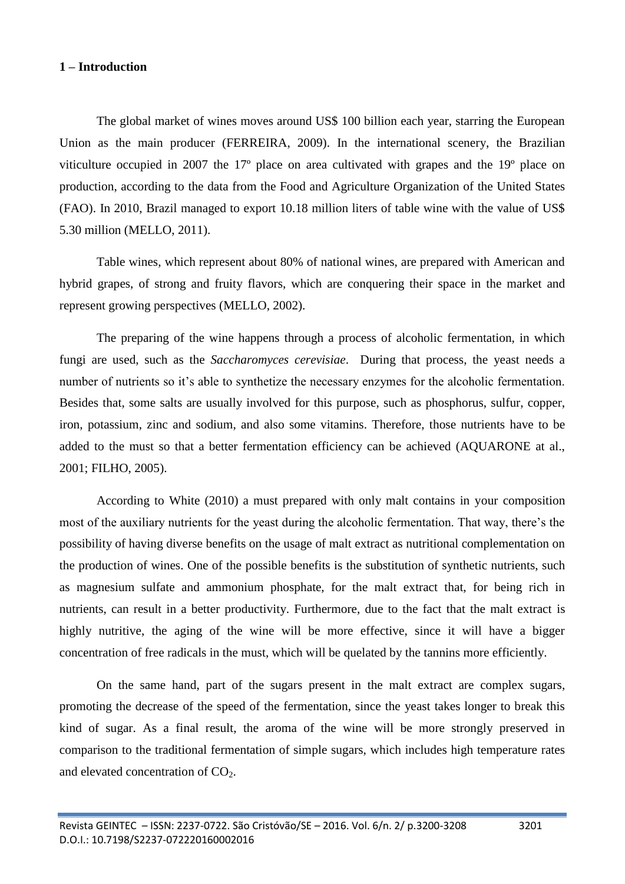**1 – Introduction**

The global market of wines moves around US$ 100 billion each year, starring the European Union as the main producer (FERREIRA, 2009). In the international scenery, the Brazilian viticulture occupied in 2007 the 17º place on area cultivated with grapes and the 19º place on production, according to the data from the Food and Agriculture Organization of the United States (FAO). In 2010, Brazil managed to export 10.18 million liters of table wine with the value of US$ 5.30 million (MELLO, 2011).

Table wines, which represent about 80% of national wines, are prepared with American and hybrid grapes, of strong and fruity flavors, which are conquering their space in the market and represent growing perspectives (MELLO, 2002).

The preparing of the wine happens through a process of alcoholic fermentation, in which fungi are used, such as the *Saccharomyces cerevisiae*. During that process, the yeast needs a number of nutrients so it's able to synthetize the necessary enzymes for the alcoholic fermentation. Besides that, some salts are usually involved for this purpose, such as phosphorus, sulfur, copper, iron, potassium, zinc and sodium, and also some vitamins. Therefore, those nutrients have to be added to the must so that a better fermentation efficiency can be achieved (AQUARONE at al., 2001; FILHO, 2005).

According to White (2010) a must prepared with only malt contains in your composition most of the auxiliary nutrients for the yeast during the alcoholic fermentation. That way, there's the possibility of having diverse benefits on the usage of malt extract as nutritional complementation on the production of wines. One of the possible benefits is the substitution of synthetic nutrients, such as magnesium sulfate and ammonium phosphate, for the malt extract that, for being rich in nutrients, can result in a better productivity. Furthermore, due to the fact that the malt extract is highly nutritive, the aging of the wine will be more effective, since it will have a bigger concentration of free radicals in the must, which will be quelated by the tannins more efficiently.

On the same hand, part of the sugars present in the malt extract are complex sugars, promoting the decrease of the speed of the fermentation, since the yeast takes longer to break this kind of sugar. As a final result, the aroma of the wine will be more strongly preserved in comparison to the traditional fermentation of simple sugars, which includes high temperature rates and elevated concentration of $CO_2$.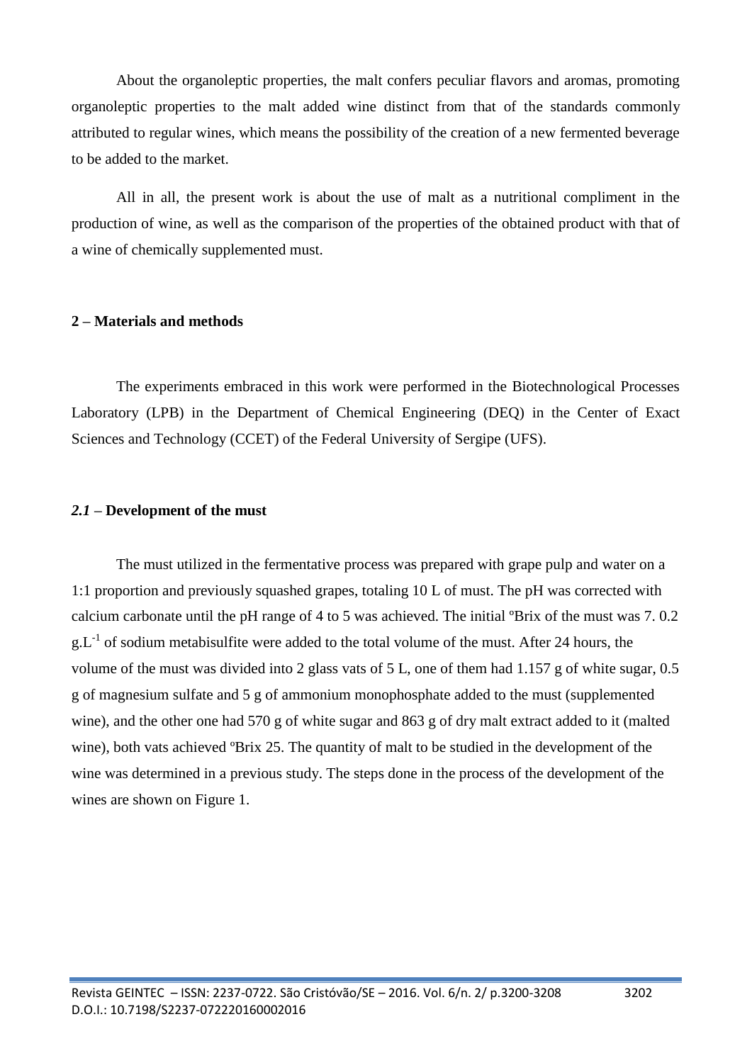About the organoleptic properties, the malt confers peculiar flavors and aromas, promoting organoleptic properties to the malt added wine distinct from that of the standards commonly attributed to regular wines, which means the possibility of the creation of a new fermented beverage to be added to the market.

All in all, the present work is about the use of malt as a nutritional compliment in the production of wine, as well as the comparison of the properties of the obtained product with that of a wine of chemically supplemented must.

## 2 – Materials and methods

The experiments embraced in this work were performed in the Biotechnological Processes Laboratory (LPB) in the Department of Chemical Engineering (DEQ) in the Center of Exact Sciences and Technology (CCET) of the Federal University of Sergipe (UFS).

### *2.1* – Development of the must

The must utilized in the fermentative process was prepared with grape pulp and water on a 1:1 proportion and previously squashed grapes, totaling 10 L of must. The pH was corrected with calcium carbonate until the pH range of 4 to 5 was achieved. The initial ºBrix of the must was 7. 0.2 $g.L^{-1}$ of sodium metabisulfite were added to the total volume of the must. After 24 hours, the volume of the must was divided into 2 glass vats of 5 L, one of them had 1.157 g of white sugar, 0.5 g of magnesium sulfate and 5 g of ammonium monophosphate added to the must (supplemented wine), and the other one had 570 g of white sugar and 863 g of dry malt extract added to it (malted wine), both vats achieved ºBrix 25. The quantity of malt to be studied in the development of the wine was determined in a previous study. The steps done in the process of the development of the wines are shown on Figure 1.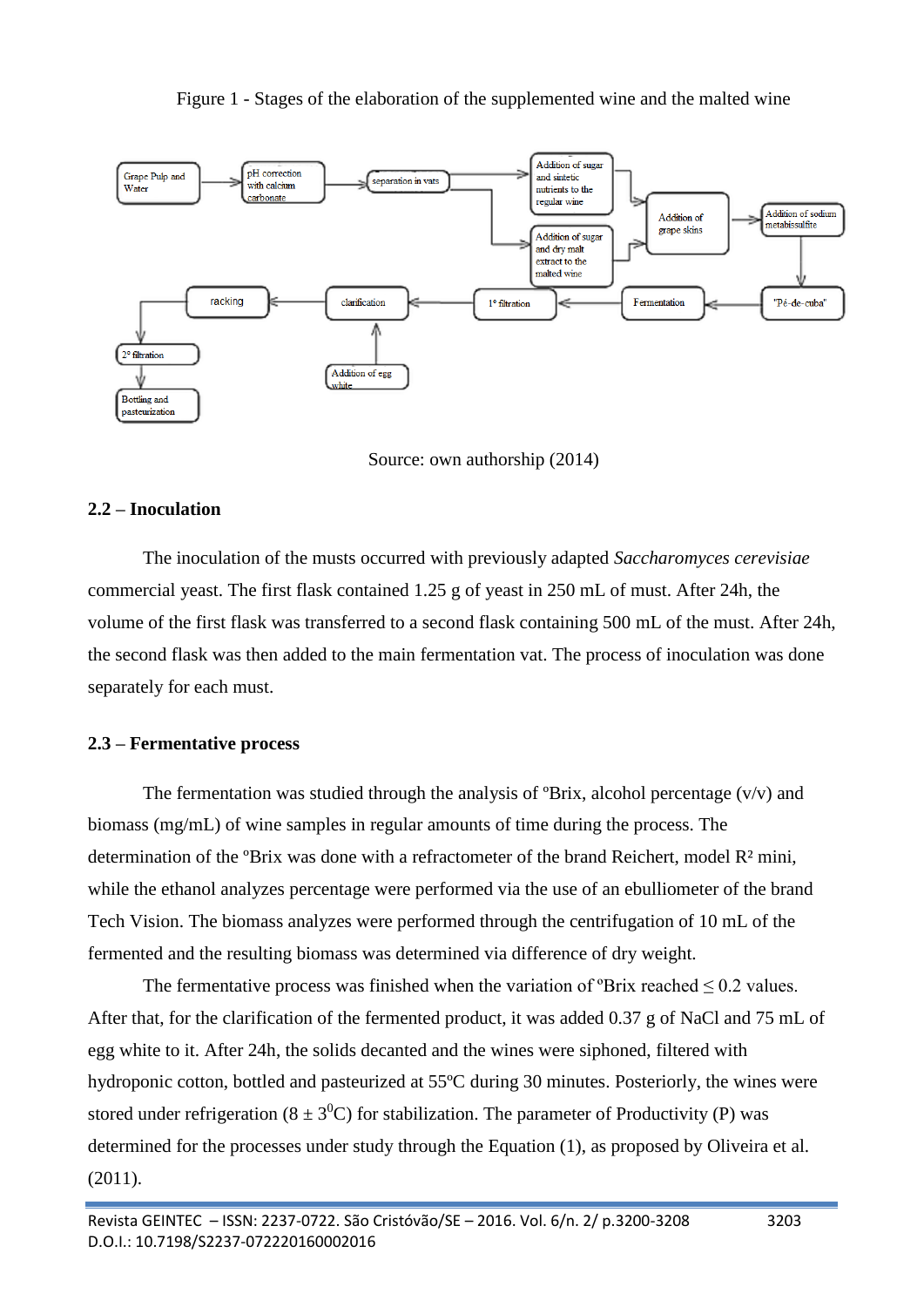Figure 1 - Stages of the elaboration of the supplemented wine and the malted wine

Grape Pulp and Water

pH correction with calcium carbonate

separation in vats

Addition of sugar and sintetic nutrients to the regular wine

Addition of sugar and dry malt extract to the malted wine

Addition of grape skins

Addition of sodium metabissulfite

"Pé-de-cuba"

Fermentation

1° filtration

clarification

Addition of egg white

racking

2° filtration

Bottling and pasteurization

Source: own authorship (2014)

### 2.2 – Inoculation

The inoculation of the musts occurred with previously adapted *Saccharomyces cerevisiae* commercial yeast. The first flask contained 1.25 g of yeast in 250 mL of must. After 24h, the volume of the first flask was transferred to a second flask containing 500 mL of the must. After 24h, the second flask was then added to the main fermentation vat. The process of inoculation was done separately for each must.

### 2.3 – Fermentative process

The fermentation was studied through the analysis of ºBrix, alcohol percentage (v/v) and biomass (mg/mL) of wine samples in regular amounts of time during the process. The determination of the ºBrix was done with a refractometer of the brand Reichert, model R² mini, while the ethanol analyzes percentage were performed via the use of an ebulliometer of the brand Tech Vision. The biomass analyzes were performed through the centrifugation of 10 mL of the fermented and the resulting biomass was determined via difference of dry weight.

The fermentative process was finished when the variation of ºBrix reached $\leq$ 0.2 values. After that, for the clarification of the fermented product, it was added 0.37 g of NaCl and 75 mL of egg white to it. After 24h, the solids decanted and the wines were siphoned, filtered with hydroponic cotton, bottled and pasteurized at 55ºC during 30 minutes. Posteriorly, the wines were stored under refrigeration ($8 \pm 3^0$C) for stabilization. The parameter of Productivity (P) was determined for the processes under study through the Equation (1), as proposed by Oliveira et al. (2011).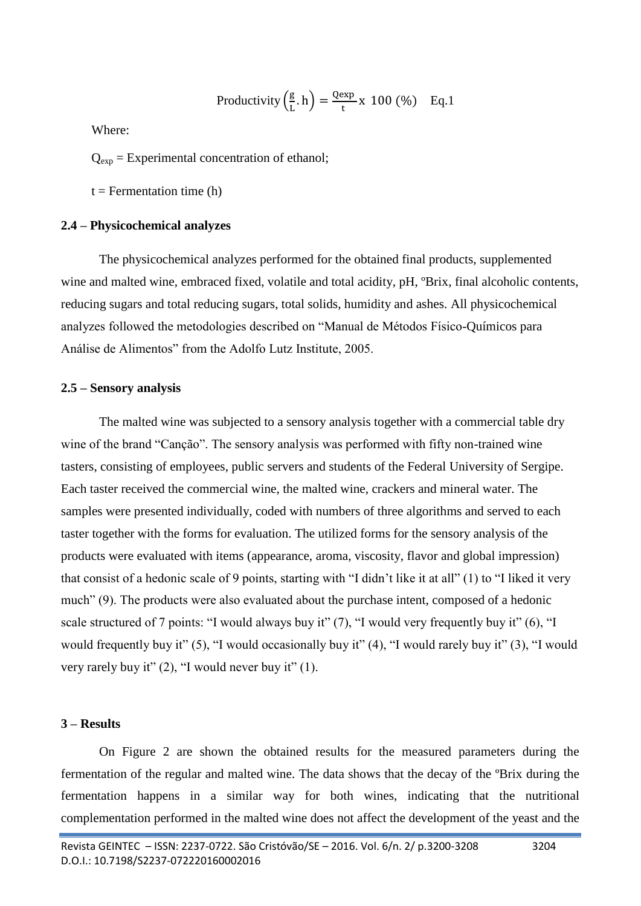$$\text{Productivity}\left(\frac{g}{L}.h\right) = \frac{\text{Qexp}}{t} \text{x } 100\ (\%) \quad \text{Eq.1}$$

Where:

$Q_{exp}$ = Experimental concentration of ethanol;

t = Fermentation time (h)

### 2.4 – Physicochemical analyzes

The physicochemical analyzes performed for the obtained final products, supplemented wine and malted wine, embraced fixed, volatile and total acidity, pH, ºBrix, final alcoholic contents, reducing sugars and total reducing sugars, total solids, humidity and ashes. All physicochemical analyzes followed the metodologies described on "Manual de Métodos Físico-Químicos para Análise de Alimentos" from the Adolfo Lutz Institute, 2005.

### 2.5 – Sensory analysis

The malted wine was subjected to a sensory analysis together with a commercial table dry wine of the brand "Canção". The sensory analysis was performed with fifty non-trained wine tasters, consisting of employees, public servers and students of the Federal University of Sergipe. Each taster received the commercial wine, the malted wine, crackers and mineral water. The samples were presented individually, coded with numbers of three algorithms and served to each taster together with the forms for evaluation. The utilized forms for the sensory analysis of the products were evaluated with items (appearance, aroma, viscosity, flavor and global impression) that consist of a hedonic scale of 9 points, starting with "I didn't like it at all" (1) to "I liked it very much" (9). The products were also evaluated about the purchase intent, composed of a hedonic scale structured of 7 points: "I would always buy it" (7), "I would very frequently buy it" (6), "I would frequently buy it" (5), "I would occasionally buy it" (4), "I would rarely buy it" (3), "I would very rarely buy it" (2), "I would never buy it" (1).

## 3 – Results

On Figure 2 are shown the obtained results for the measured parameters during the fermentation of the regular and malted wine. The data shows that the decay of the ºBrix during the fermentation happens in a similar way for both wines, indicating that the nutritional complementation performed in the malted wine does not affect the development of the yeast and the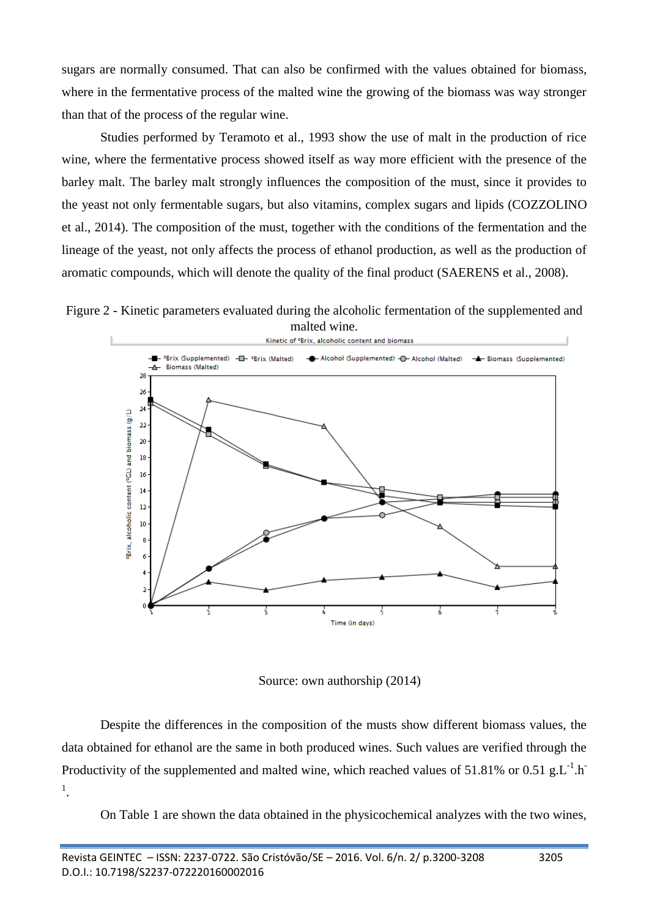sugars are normally consumed. That can also be confirmed with the values obtained for biomass, where in the fermentative process of the malted wine the growing of the biomass was way stronger than that of the process of the regular wine.

Studies performed by Teramoto et al., 1993 show the use of malt in the production of rice wine, where the fermentative process showed itself as way more efficient with the presence of the barley malt. The barley malt strongly influences the composition of the must, since it provides to the yeast not only fermentable sugars, but also vitamins, complex sugars and lipids (COZZOLINO et al., 2014). The composition of the must, together with the conditions of the fermentation and the lineage of the yeast, not only affects the process of ethanol production, as well as the production of aromatic compounds, which will denote the quality of the final product (SAERENS et al., 2008).

Figure 2 - Kinetic parameters evaluated during the alcoholic fermentation of the supplemented and malted wine.

Kinetic of ºBrix, alcoholic content and biomass

ºBrix (Supplemented) ºBrix (Malted) Alcohol (Supplemented) Alcohol (Malted) Biomass (Supplemented) Biomass (Malted)

ºBrix, alcoholic content (ºGL) and biomass (g/L)

0 2 4 6 8 10 12 14 16 18 20 22 24 26 28

1 2 3 4 5 6 7 8

Time (in days)

Source: own authorship (2014)

Despite the differences in the composition of the musts show different biomass values, the data obtained for ethanol are the same in both produced wines. Such values are verified through the Productivity of the supplemented and malted wine, which reached values of 51.81% or 0.51 $g.L^{-1}.h^{-1}$.

On Table 1 are shown the data obtained in the physicochemical analyzes with the two wines,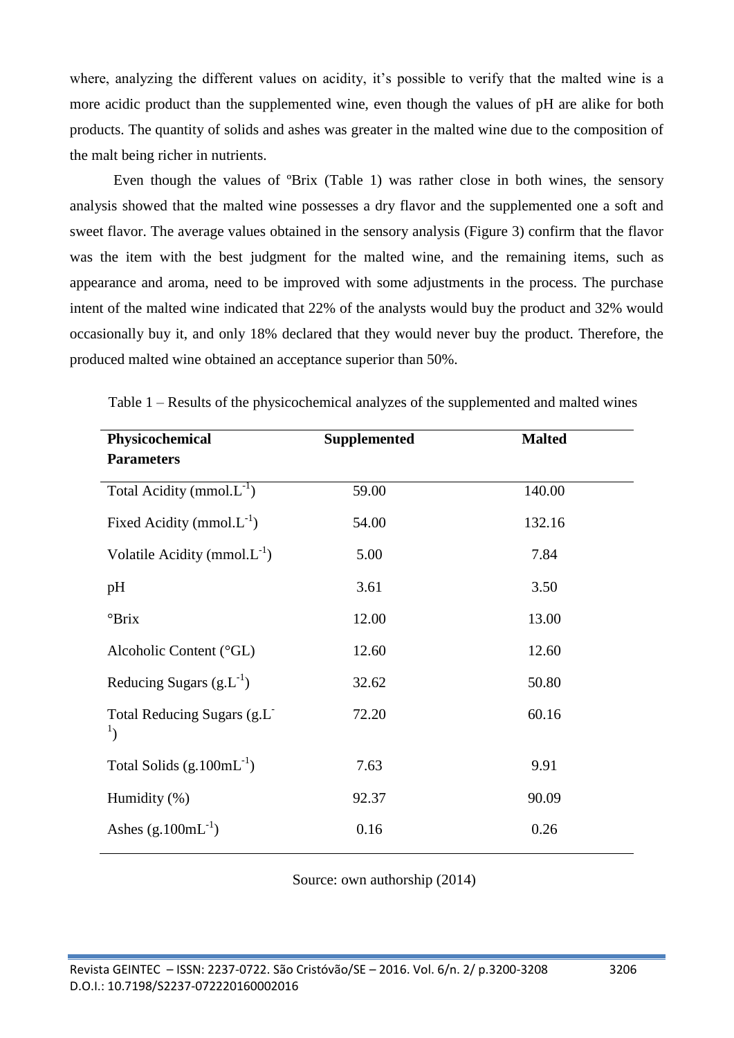where, analyzing the different values on acidity, it's possible to verify that the malted wine is a more acidic product than the supplemented wine, even though the values of pH are alike for both products. The quantity of solids and ashes was greater in the malted wine due to the composition of the malt being richer in nutrients.

Even though the values of ºBrix (Table 1) was rather close in both wines, the sensory analysis showed that the malted wine possesses a dry flavor and the supplemented one a soft and sweet flavor. The average values obtained in the sensory analysis (Figure 3) confirm that the flavor was the item with the best judgment for the malted wine, and the remaining items, such as appearance and aroma, need to be improved with some adjustments in the process. The purchase intent of the malted wine indicated that 22% of the analysts would buy the product and 32% would occasionally buy it, and only 18% declared that they would never buy the product. Therefore, the produced malted wine obtained an acceptance superior than 50%.

Table 1 – Results of the physicochemical analyzes of the supplemented and malted wines

| **Physicochemical Parameters** | **Supplemented** | **Malted** |
|---|---|---|
| Total Acidity ($mmol.L^{-1}$) | 59.00 | 140.00 |
| Fixed Acidity ($mmol.L^{-1}$) | 54.00 | 132.16 |
| Volatile Acidity ($mmol.L^{-1}$) | 5.00 | 7.84 |
| pH | 3.61 | 3.50 |
| °Brix | 12.00 | 13.00 |
| Alcoholic Content (°GL) | 12.60 | 12.60 |
| Reducing Sugars ($g.L^{-1}$) | 32.62 | 50.80 |
| Total Reducing Sugars ($g.L^{-1}$) | 72.20 | 60.16 |
| Total Solids ($g.100mL^{-1}$) | 7.63 | 9.91 |
| Humidity (%) | 92.37 | 90.09 |
| Ashes ($g.100mL^{-1}$) | 0.16 | 0.26 |

Source: own authorship (2014)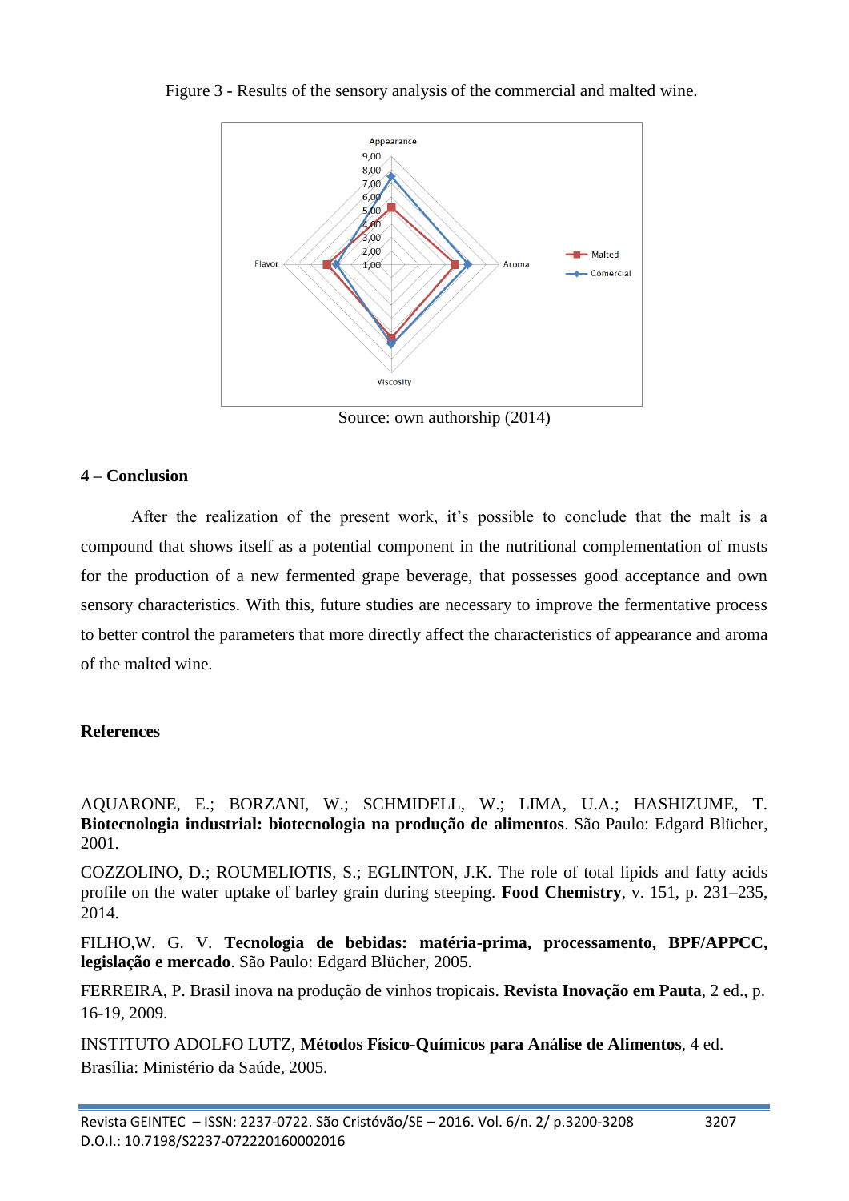Figure 3 - Results of the sensory analysis of the commercial and malted wine.

Appearance

9,00
8,00
7,00
6,00
5,00
4,00
3,00
2,00
1,00

Aroma

Viscosity

Flavor

Malted

Comercial

Source: own authorship (2014)

## 4 – Conclusion

After the realization of the present work, it's possible to conclude that the malt is a compound that shows itself as a potential component in the nutritional complementation of musts for the production of a new fermented grape beverage, that possesses good acceptance and own sensory characteristics. With this, future studies are necessary to improve the fermentative process to better control the parameters that more directly affect the characteristics of appearance and aroma of the malted wine.

## References

AQUARONE, E.; BORZANI, W.; SCHMIDELL, W.; LIMA, U.A.; HASHIZUME, T. **Biotecnologia industrial: biotecnologia na produção de alimentos**. São Paulo: Edgard Blücher, 2001.

COZZOLINO, D.; ROUMELIOTIS, S.; EGLINTON, J.K. The role of total lipids and fatty acids profile on the water uptake of barley grain during steeping. **Food Chemistry**, v. 151, p. 231–235, 2014.

FILHO,W. G. V. **Tecnologia de bebidas: matéria-prima, processamento, BPF/APPCC, legislação e mercado**. São Paulo: Edgard Blücher, 2005.

FERREIRA, P. Brasil inova na produção de vinhos tropicais. **Revista Inovação em Pauta**, 2 ed., p. 16-19, 2009.

INSTITUTO ADOLFO LUTZ, **Métodos Físico-Químicos para Análise de Alimentos**, 4 ed. Brasília: Ministério da Saúde, 2005.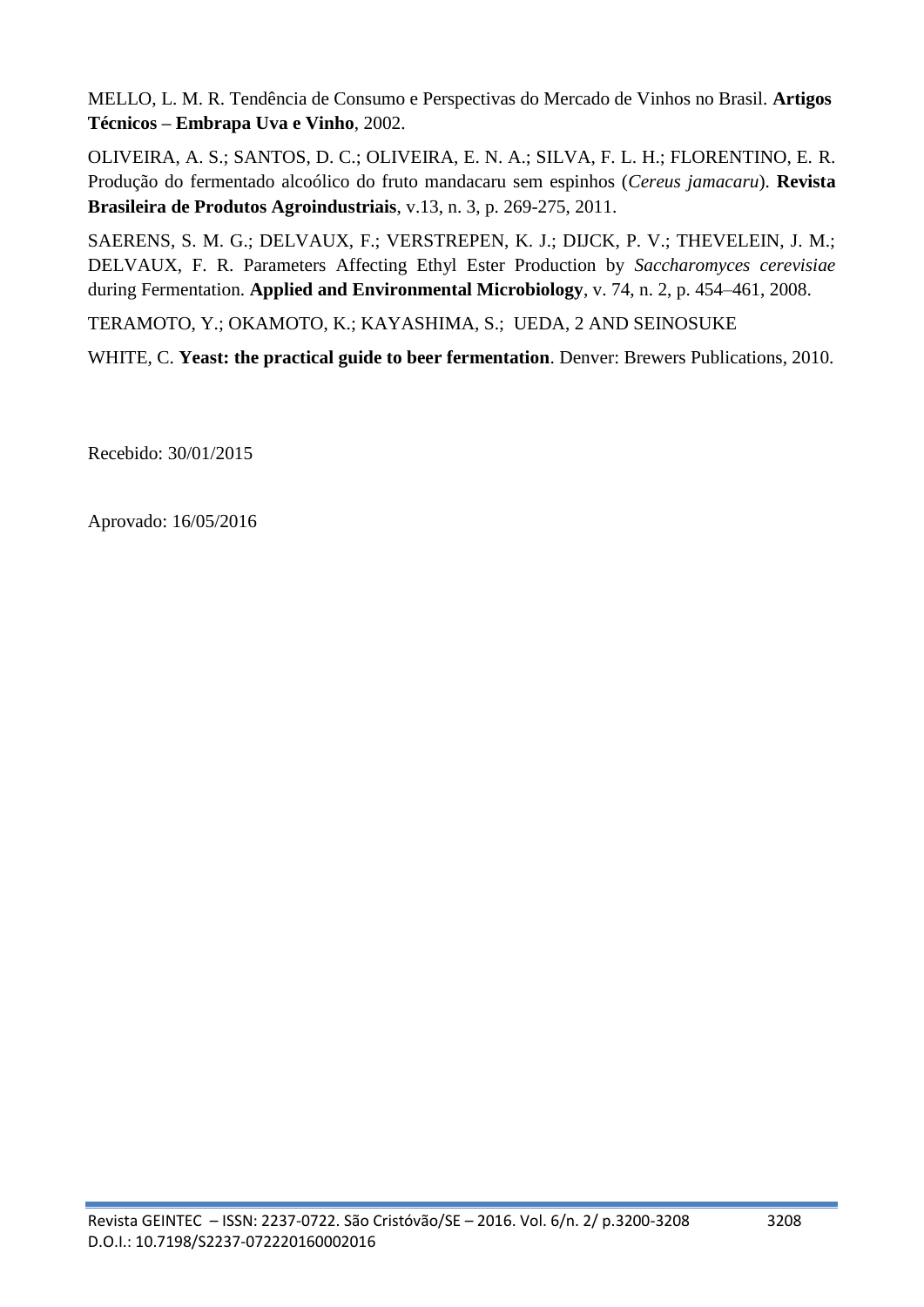MELLO, L. M. R. Tendência de Consumo e Perspectivas do Mercado de Vinhos no Brasil. **Artigos Técnicos – Embrapa Uva e Vinho**, 2002.

OLIVEIRA, A. S.; SANTOS, D. C.; OLIVEIRA, E. N. A.; SILVA, F. L. H.; FLORENTINO, E. R. Produção do fermentado alcoólico do fruto mandacaru sem espinhos (*Cereus jamacaru*). **Revista Brasileira de Produtos Agroindustriais**, v.13, n. 3, p. 269-275, 2011.

SAERENS, S. M. G.; DELVAUX, F.; VERSTREPEN, K. J.; DIJCK, P. V.; THEVELEIN, J. M.; DELVAUX, F. R. Parameters Affecting Ethyl Ester Production by *Saccharomyces cerevisiae* during Fermentation. **Applied and Environmental Microbiology**, v. 74, n. 2, p. 454–461, 2008.

TERAMOTO, Y.; OKAMOTO, K.; KAYASHIMA, S.; UEDA, 2 AND SEINOSUKE

WHITE, C. **Yeast: the practical guide to beer fermentation**. Denver: Brewers Publications, 2010.

Recebido: 30/01/2015

Aprovado: 16/05/2016